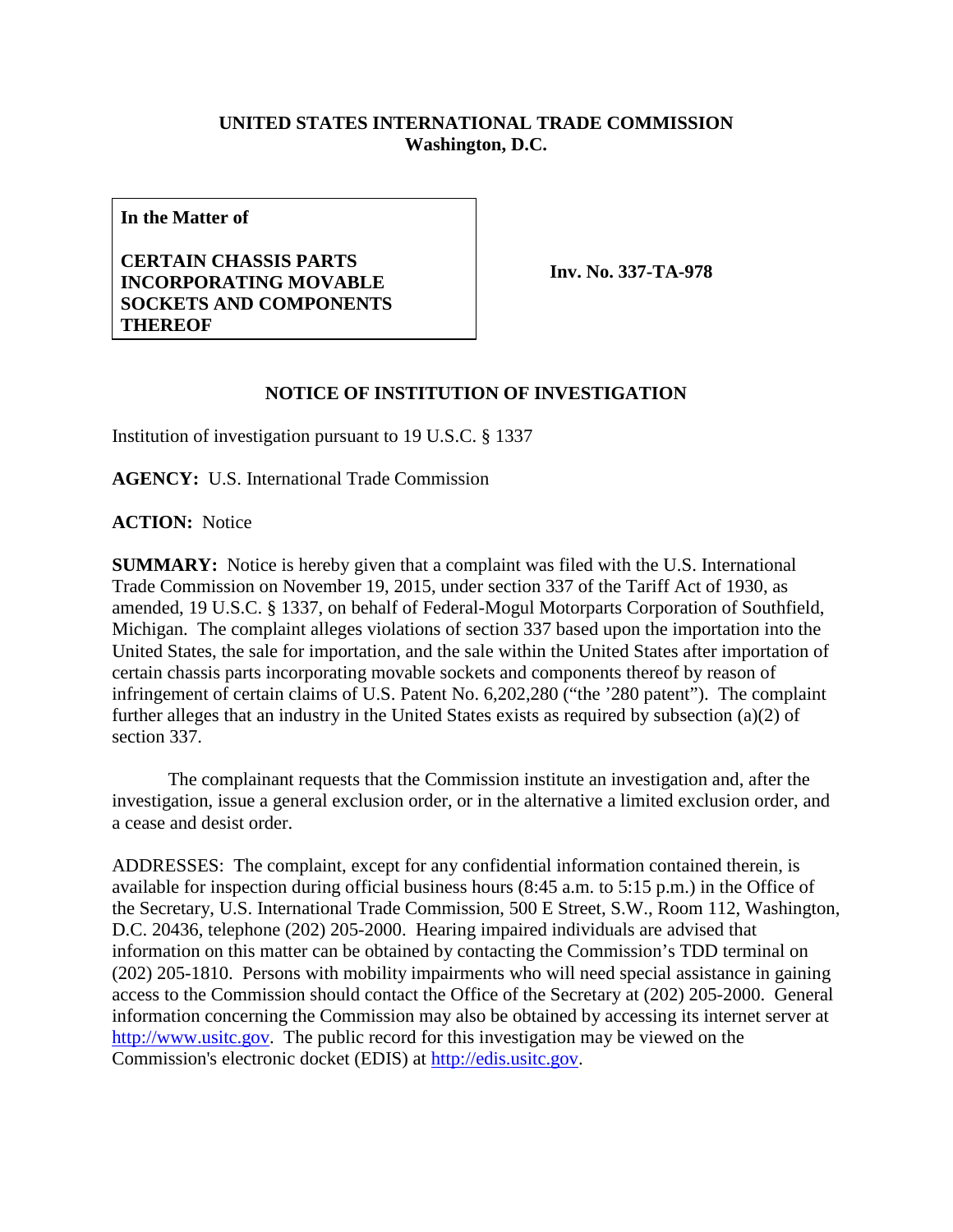**UNITED STATES INTERNATIONAL TRADE COMMISSION**
**Washington, D.C.**

| | |
|---|---|
| **In the Matter of**<br><br>**CERTAIN CHASSIS PARTS INCORPORATING MOVABLE SOCKETS AND COMPONENTS THEREOF** | **Inv. No. 337-TA-978** |

## NOTICE OF INSTITUTION OF INVESTIGATION

Institution of investigation pursuant to 19 U.S.C. § 1337

**AGENCY:** U.S. International Trade Commission

**ACTION:** Notice

**SUMMARY:** Notice is hereby given that a complaint was filed with the U.S. International Trade Commission on November 19, 2015, under section 337 of the Tariff Act of 1930, as amended, 19 U.S.C. § 1337, on behalf of Federal-Mogul Motorparts Corporation of Southfield, Michigan. The complaint alleges violations of section 337 based upon the importation into the United States, the sale for importation, and the sale within the United States after importation of certain chassis parts incorporating movable sockets and components thereof by reason of infringement of certain claims of U.S. Patent No. 6,202,280 ("the '280 patent"). The complaint further alleges that an industry in the United States exists as required by subsection (a)(2) of section 337.

The complainant requests that the Commission institute an investigation and, after the investigation, issue a general exclusion order, or in the alternative a limited exclusion order, and a cease and desist order.

ADDRESSES: The complaint, except for any confidential information contained therein, is available for inspection during official business hours (8:45 a.m. to 5:15 p.m.) in the Office of the Secretary, U.S. International Trade Commission, 500 E Street, S.W., Room 112, Washington, D.C. 20436, telephone (202) 205-2000. Hearing impaired individuals are advised that information on this matter can be obtained by contacting the Commission's TDD terminal on (202) 205-1810. Persons with mobility impairments who will need special assistance in gaining access to the Commission should contact the Office of the Secretary at (202) 205-2000. General information concerning the Commission may also be obtained by accessing its internet server at http://www.usitc.gov. The public record for this investigation may be viewed on the Commission's electronic docket (EDIS) at http://edis.usitc.gov.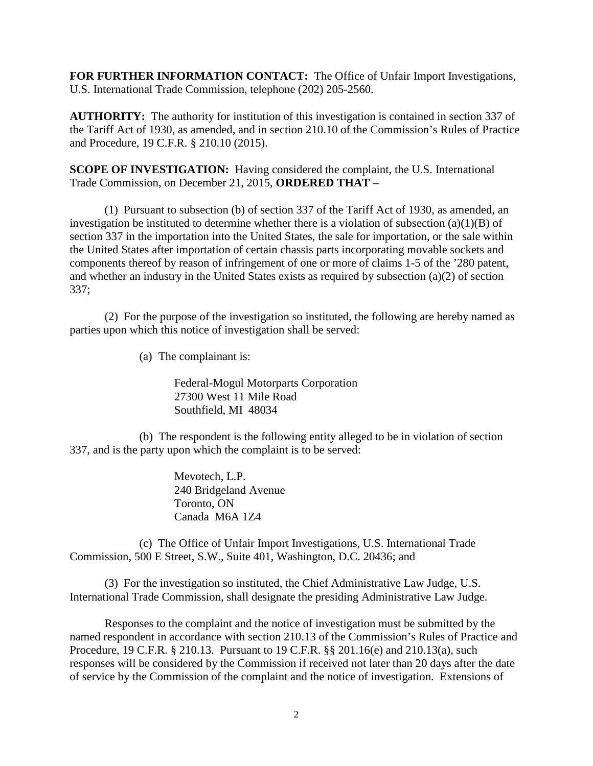**FOR FURTHER INFORMATION CONTACT:** The Office of Unfair Import Investigations, U.S. International Trade Commission, telephone (202) 205-2560.

**AUTHORITY:** The authority for institution of this investigation is contained in section 337 of the Tariff Act of 1930, as amended, and in section 210.10 of the Commission's Rules of Practice and Procedure, 19 C.F.R. § 210.10 (2015).

**SCOPE OF INVESTIGATION:** Having considered the complaint, the U.S. International Trade Commission, on December 21, 2015, **ORDERED THAT** –

(1) Pursuant to subsection (b) of section 337 of the Tariff Act of 1930, as amended, an investigation be instituted to determine whether there is a violation of subsection (a)(1)(B) of section 337 in the importation into the United States, the sale for importation, or the sale within the United States after importation of certain chassis parts incorporating movable sockets and components thereof by reason of infringement of one or more of claims 1-5 of the '280 patent, and whether an industry in the United States exists as required by subsection (a)(2) of section 337;

(2) For the purpose of the investigation so instituted, the following are hereby named as parties upon which this notice of investigation shall be served:

(a) The complainant is:

Federal-Mogul Motorparts Corporation
27300 West 11 Mile Road
Southfield, MI 48034

(b) The respondent is the following entity alleged to be in violation of section 337, and is the party upon which the complaint is to be served:

Mevotech, L.P.
240 Bridgeland Avenue
Toronto, ON
Canada M6A 1Z4

(c) The Office of Unfair Import Investigations, U.S. International Trade Commission, 500 E Street, S.W., Suite 401, Washington, D.C. 20436; and

(3) For the investigation so instituted, the Chief Administrative Law Judge, U.S. International Trade Commission, shall designate the presiding Administrative Law Judge.

Responses to the complaint and the notice of investigation must be submitted by the named respondent in accordance with section 210.13 of the Commission's Rules of Practice and Procedure, 19 C.F.R. § 210.13. Pursuant to 19 C.F.R. §§ 201.16(e) and 210.13(a), such responses will be considered by the Commission if received not later than 20 days after the date of service by the Commission of the complaint and the notice of investigation. Extensions of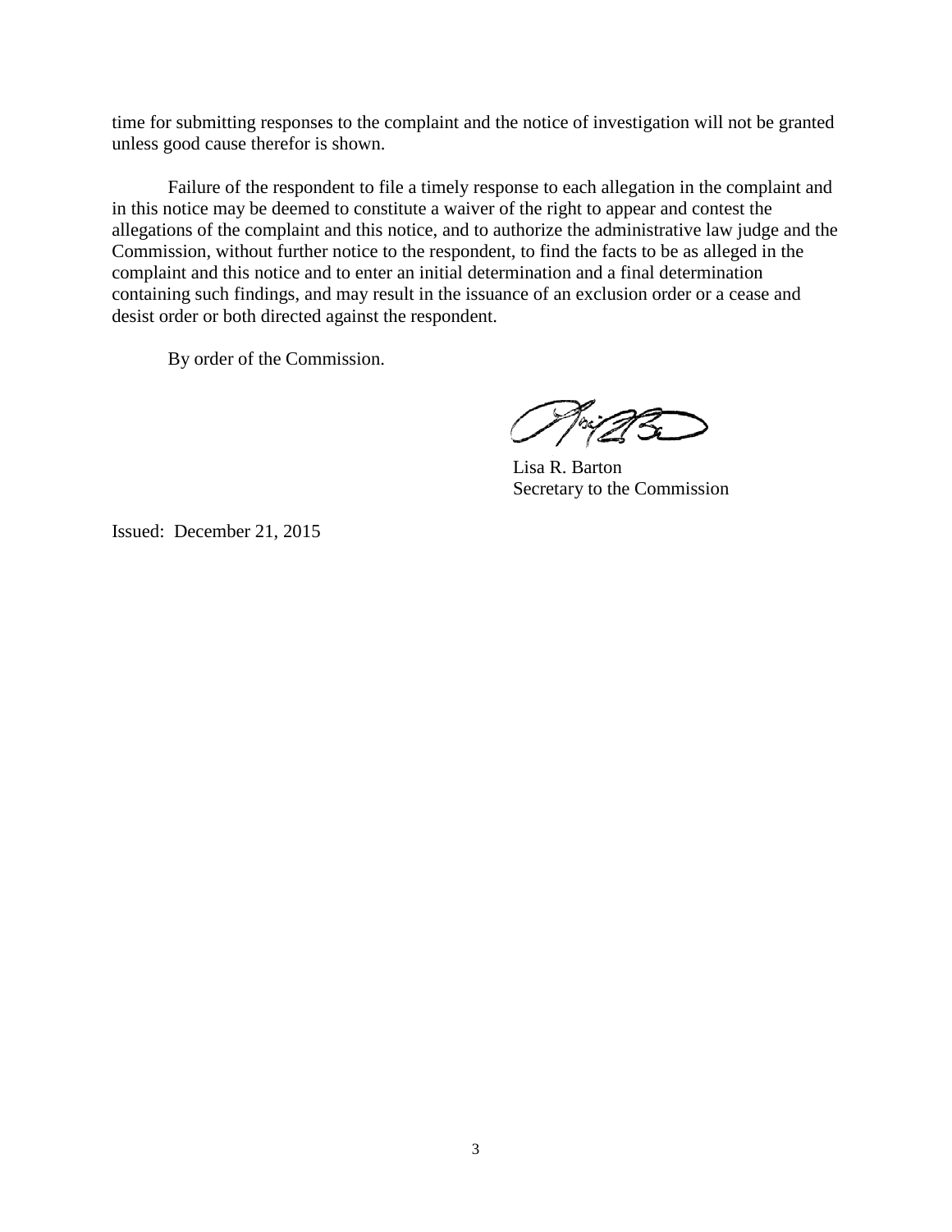time for submitting responses to the complaint and the notice of investigation will not be granted unless good cause therefor is shown.

Failure of the respondent to file a timely response to each allegation in the complaint and in this notice may be deemed to constitute a waiver of the right to appear and contest the allegations of the complaint and this notice, and to authorize the administrative law judge and the Commission, without further notice to the respondent, to find the facts to be as alleged in the complaint and this notice and to enter an initial determination and a final determination containing such findings, and may result in the issuance of an exclusion order or a cease and desist order or both directed against the respondent.

By order of the Commission.

Lisa R. Barton
Secretary to the Commission

Issued: December 21, 2015